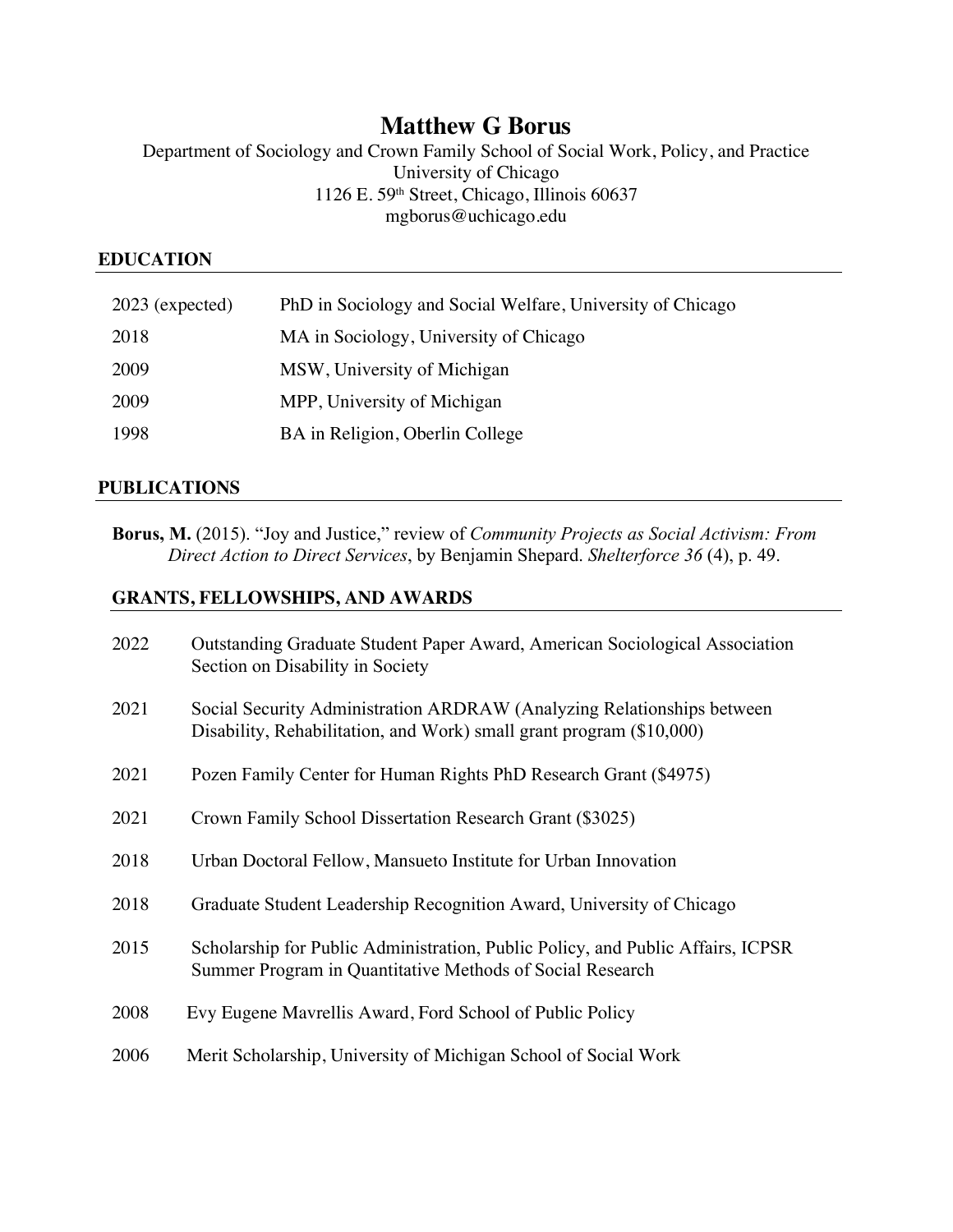# Matthew G Borus

Department of Sociology and Crown Family School of Social Work, Policy, and Practice
University of Chicago
1126 E. 59th Street, Chicago, Illinois 60637
mgborus@uchicago.edu

## EDUCATION

| | |
|---|---|
| 2023 (expected) | PhD in Sociology and Social Welfare, University of Chicago |
| 2018 | MA in Sociology, University of Chicago |
| 2009 | MSW, University of Michigan |
| 2009 | MPP, University of Michigan |
| 1998 | BA in Religion, Oberlin College |

## PUBLICATIONS

**Borus, M.** (2015). "Joy and Justice," review of *Community Projects as Social Activism: From Direct Action to Direct Services*, by Benjamin Shepard. *Shelterforce 36* (4), p. 49.

## GRANTS, FELLOWSHIPS, AND AWARDS

| | |
|---|---|
| 2022 | Outstanding Graduate Student Paper Award, American Sociological Association Section on Disability in Society |
| 2021 | Social Security Administration ARDRAW (Analyzing Relationships between Disability, Rehabilitation, and Work) small grant program ($10,000) |
| 2021 | Pozen Family Center for Human Rights PhD Research Grant ($4975) |
| 2021 | Crown Family School Dissertation Research Grant ($3025) |
| 2018 | Urban Doctoral Fellow, Mansueto Institute for Urban Innovation |
| 2018 | Graduate Student Leadership Recognition Award, University of Chicago |
| 2015 | Scholarship for Public Administration, Public Policy, and Public Affairs, ICPSR Summer Program in Quantitative Methods of Social Research |
| 2008 | Evy Eugene Mavrellis Award, Ford School of Public Policy |
| 2006 | Merit Scholarship, University of Michigan School of Social Work |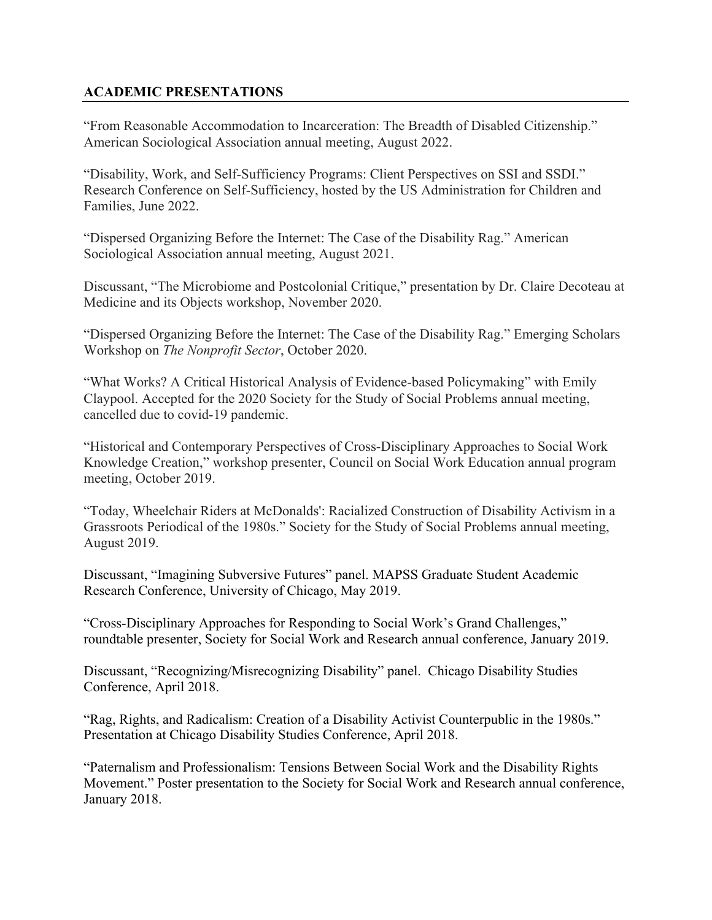## ACADEMIC PRESENTATIONS

"From Reasonable Accommodation to Incarceration: The Breadth of Disabled Citizenship." American Sociological Association annual meeting, August 2022.

"Disability, Work, and Self-Sufficiency Programs: Client Perspectives on SSI and SSDI." Research Conference on Self-Sufficiency, hosted by the US Administration for Children and Families, June 2022.

"Dispersed Organizing Before the Internet: The Case of the Disability Rag." American Sociological Association annual meeting, August 2021.

Discussant, "The Microbiome and Postcolonial Critique," presentation by Dr. Claire Decoteau at Medicine and its Objects workshop, November 2020.

"Dispersed Organizing Before the Internet: The Case of the Disability Rag." Emerging Scholars Workshop on *The Nonprofit Sector*, October 2020.

"What Works? A Critical Historical Analysis of Evidence-based Policymaking" with Emily Claypool. Accepted for the 2020 Society for the Study of Social Problems annual meeting, cancelled due to covid-19 pandemic.

"Historical and Contemporary Perspectives of Cross-Disciplinary Approaches to Social Work Knowledge Creation," workshop presenter, Council on Social Work Education annual program meeting, October 2019.

"Today, Wheelchair Riders at McDonalds': Racialized Construction of Disability Activism in a Grassroots Periodical of the 1980s." Society for the Study of Social Problems annual meeting, August 2019.

Discussant, "Imagining Subversive Futures" panel. MAPSS Graduate Student Academic Research Conference, University of Chicago, May 2019.

"Cross-Disciplinary Approaches for Responding to Social Work's Grand Challenges," roundtable presenter, Society for Social Work and Research annual conference, January 2019.

Discussant, "Recognizing/Misrecognizing Disability" panel. Chicago Disability Studies Conference, April 2018.

"Rag, Rights, and Radicalism: Creation of a Disability Activist Counterpublic in the 1980s." Presentation at Chicago Disability Studies Conference, April 2018.

"Paternalism and Professionalism: Tensions Between Social Work and the Disability Rights Movement." Poster presentation to the Society for Social Work and Research annual conference, January 2018.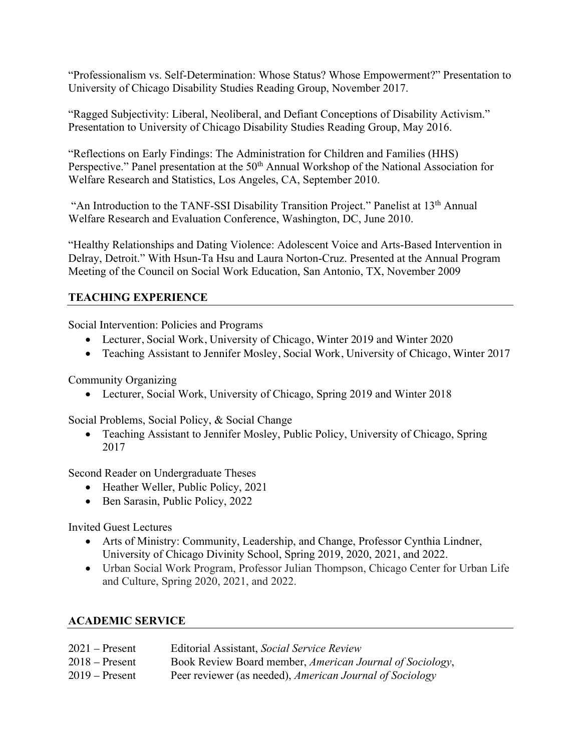"Professionalism vs. Self-Determination: Whose Status? Whose Empowerment?" Presentation to University of Chicago Disability Studies Reading Group, November 2017.

"Ragged Subjectivity: Liberal, Neoliberal, and Defiant Conceptions of Disability Activism." Presentation to University of Chicago Disability Studies Reading Group, May 2016.

"Reflections on Early Findings: The Administration for Children and Families (HHS) Perspective." Panel presentation at the 50th Annual Workshop of the National Association for Welfare Research and Statistics, Los Angeles, CA, September 2010.

"An Introduction to the TANF-SSI Disability Transition Project." Panelist at 13th Annual Welfare Research and Evaluation Conference, Washington, DC, June 2010.

"Healthy Relationships and Dating Violence: Adolescent Voice and Arts-Based Intervention in Delray, Detroit." With Hsun-Ta Hsu and Laura Norton-Cruz. Presented at the Annual Program Meeting of the Council on Social Work Education, San Antonio, TX, November 2009

## TEACHING EXPERIENCE

Social Intervention: Policies and Programs

- Lecturer, Social Work, University of Chicago, Winter 2019 and Winter 2020
- Teaching Assistant to Jennifer Mosley, Social Work, University of Chicago, Winter 2017

Community Organizing

- Lecturer, Social Work, University of Chicago, Spring 2019 and Winter 2018

Social Problems, Social Policy, & Social Change

- Teaching Assistant to Jennifer Mosley, Public Policy, University of Chicago, Spring 2017

Second Reader on Undergraduate Theses

- Heather Weller, Public Policy, 2021
- Ben Sarasin, Public Policy, 2022

Invited Guest Lectures

- Arts of Ministry: Community, Leadership, and Change, Professor Cynthia Lindner, University of Chicago Divinity School, Spring 2019, 2020, 2021, and 2022.
- Urban Social Work Program, Professor Julian Thompson, Chicago Center for Urban Life and Culture, Spring 2020, 2021, and 2022.

## ACADEMIC SERVICE

2021 – Present Editorial Assistant, *Social Service Review*

2018 – Present Book Review Board member, *American Journal of Sociology*,

2019 – Present Peer reviewer (as needed), *American Journal of Sociology*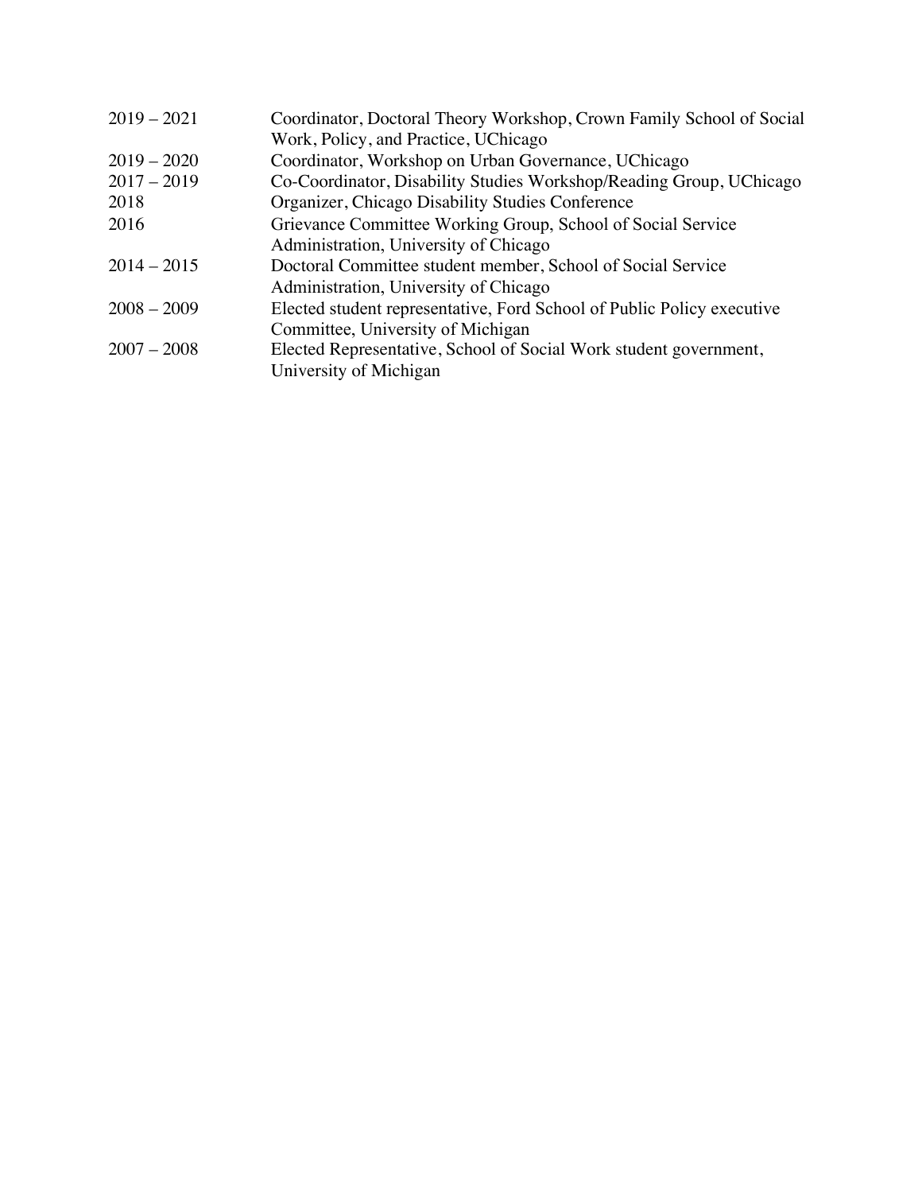| | |
|---|---|
| 2019 – 2021 | Coordinator, Doctoral Theory Workshop, Crown Family School of Social Work, Policy, and Practice, UChicago |
| 2019 – 2020 | Coordinator, Workshop on Urban Governance, UChicago |
| 2017 – 2019 | Co-Coordinator, Disability Studies Workshop/Reading Group, UChicago |
| 2018 | Organizer, Chicago Disability Studies Conference |
| 2016 | Grievance Committee Working Group, School of Social Service Administration, University of Chicago |
| 2014 – 2015 | Doctoral Committee student member, School of Social Service Administration, University of Chicago |
| 2008 – 2009 | Elected student representative, Ford School of Public Policy executive Committee, University of Michigan |
| 2007 – 2008 | Elected Representative, School of Social Work student government, University of Michigan |